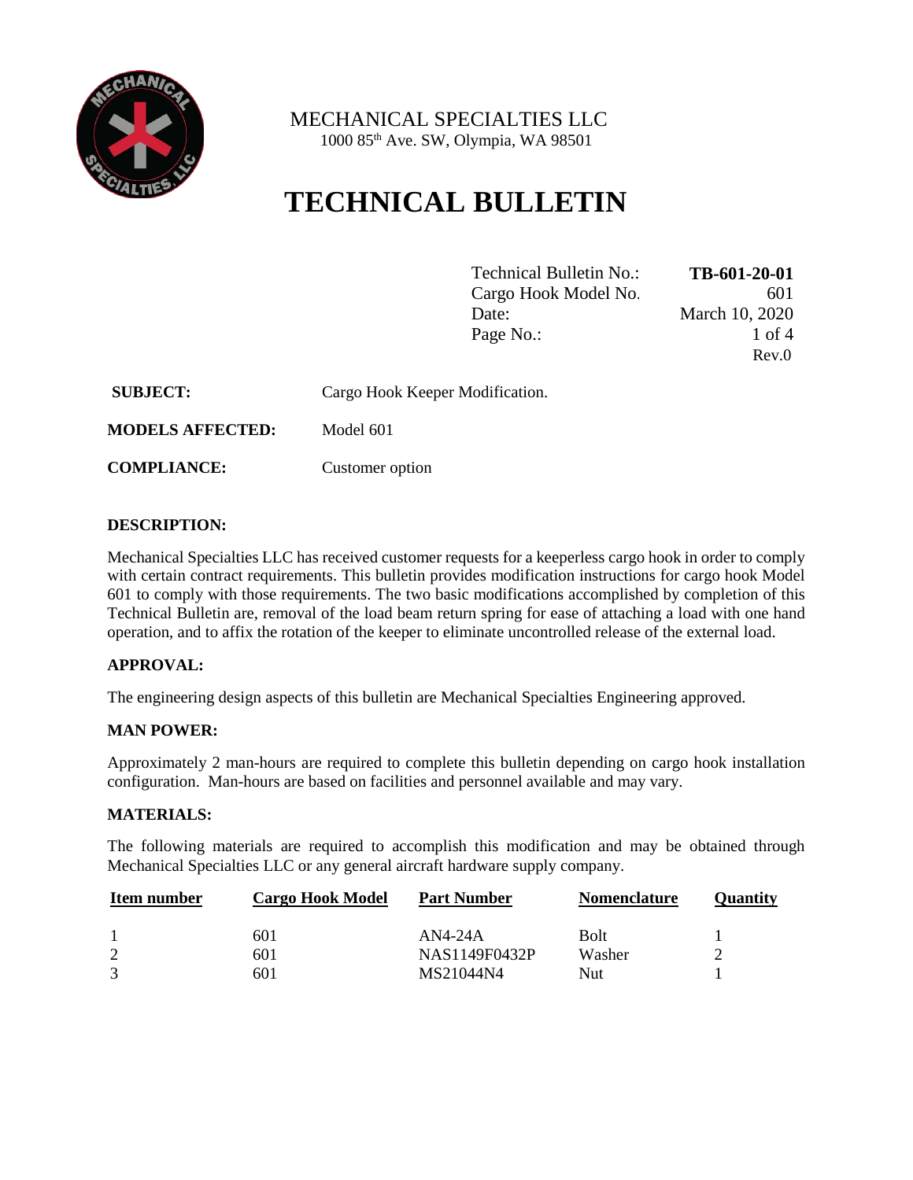MECHANICAL SPECIALTIES LLC
1000 85th Ave. SW, Olympia, WA 98501

# TECHNICAL BULLETIN

| | |
|---|---|
| Technical Bulletin No.: | **TB-601-20-01** |
| Cargo Hook Model No. | 601 |
| Date: | March 10, 2020 |
| Page No.: | 1 of 4 |
| | Rev.0 |

**SUBJECT:** Cargo Hook Keeper Modification.

**MODELS AFFECTED:** Model 601

**COMPLIANCE:** Customer option

**DESCRIPTION:**

Mechanical Specialties LLC has received customer requests for a keeperless cargo hook in order to comply with certain contract requirements. This bulletin provides modification instructions for cargo hook Model 601 to comply with those requirements. The two basic modifications accomplished by completion of this Technical Bulletin are, removal of the load beam return spring for ease of attaching a load with one hand operation, and to affix the rotation of the keeper to eliminate uncontrolled release of the external load.

**APPROVAL:**

The engineering design aspects of this bulletin are Mechanical Specialties Engineering approved.

**MAN POWER:**

Approximately 2 man-hours are required to complete this bulletin depending on cargo hook installation configuration. Man-hours are based on facilities and personnel available and may vary.

**MATERIALS:**

The following materials are required to accomplish this modification and may be obtained through Mechanical Specialties LLC or any general aircraft hardware supply company.

| Item number | Cargo Hook Model | Part Number | Nomenclature | Quantity |
|---|---|---|---|---|
| 1 | 601 | AN4-24A | Bolt | 1 |
| 2 | 601 | NAS1149F0432P | Washer | 2 |
| 3 | 601 | MS21044N4 | Nut | 1 |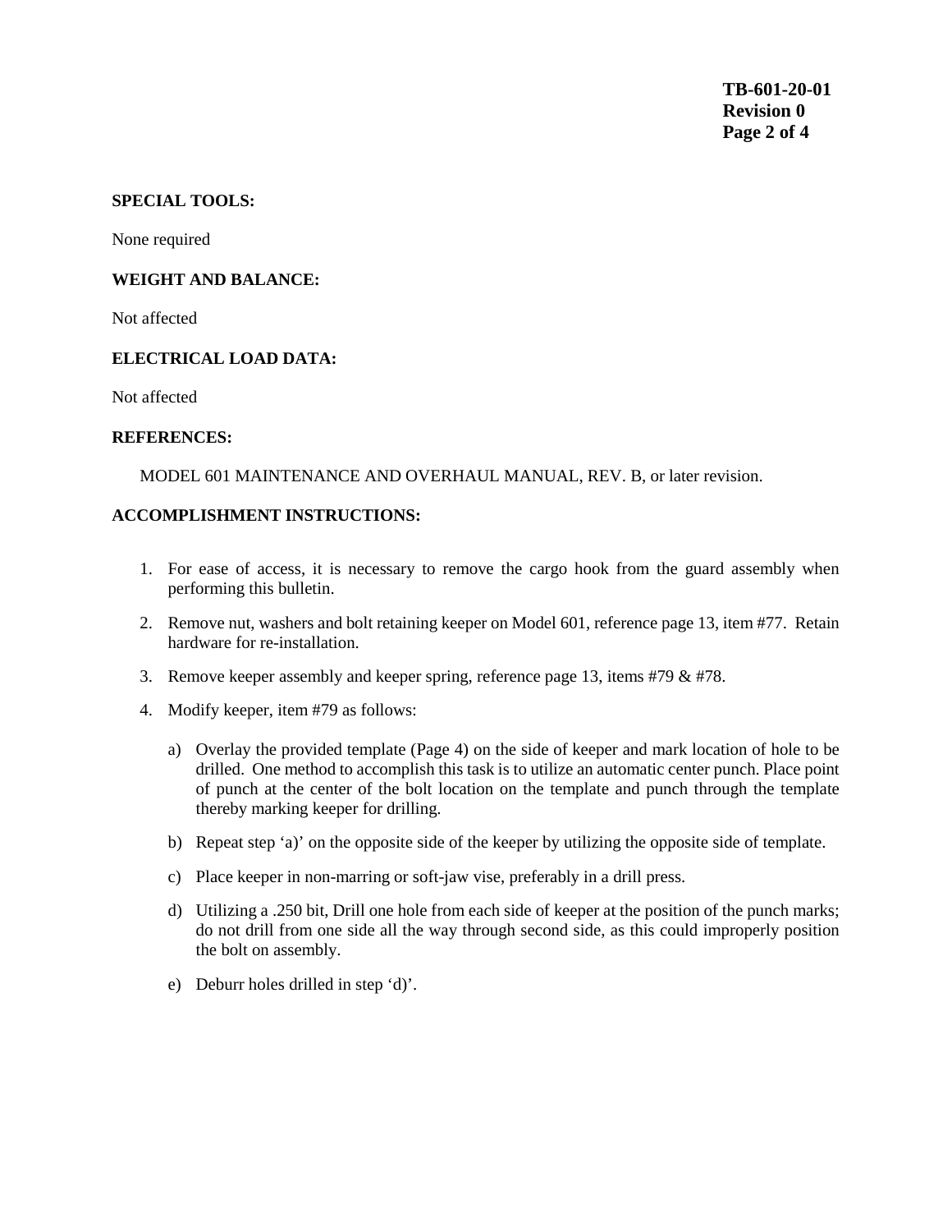**SPECIAL TOOLS:**

None required

**WEIGHT AND BALANCE:**

Not affected

**ELECTRICAL LOAD DATA:**

Not affected

**REFERENCES:**

MODEL 601 MAINTENANCE AND OVERHAUL MANUAL, REV. B, or later revision.

**ACCOMPLISHMENT INSTRUCTIONS:**

1. For ease of access, it is necessary to remove the cargo hook from the guard assembly when performing this bulletin.

2. Remove nut, washers and bolt retaining keeper on Model 601, reference page 13, item #77. Retain hardware for re-installation.

3. Remove keeper assembly and keeper spring, reference page 13, items #79 & #78.

4. Modify keeper, item #79 as follows:

   a) Overlay the provided template (Page 4) on the side of keeper and mark location of hole to be drilled. One method to accomplish this task is to utilize an automatic center punch. Place point of punch at the center of the bolt location on the template and punch through the template thereby marking keeper for drilling.

   b) Repeat step 'a)' on the opposite side of the keeper by utilizing the opposite side of template.

   c) Place keeper in non-marring or soft-jaw vise, preferably in a drill press.

   d) Utilizing a .250 bit, Drill one hole from each side of keeper at the position of the punch marks; do not drill from one side all the way through second side, as this could improperly position the bolt on assembly.

   e) Deburr holes drilled in step 'd)'.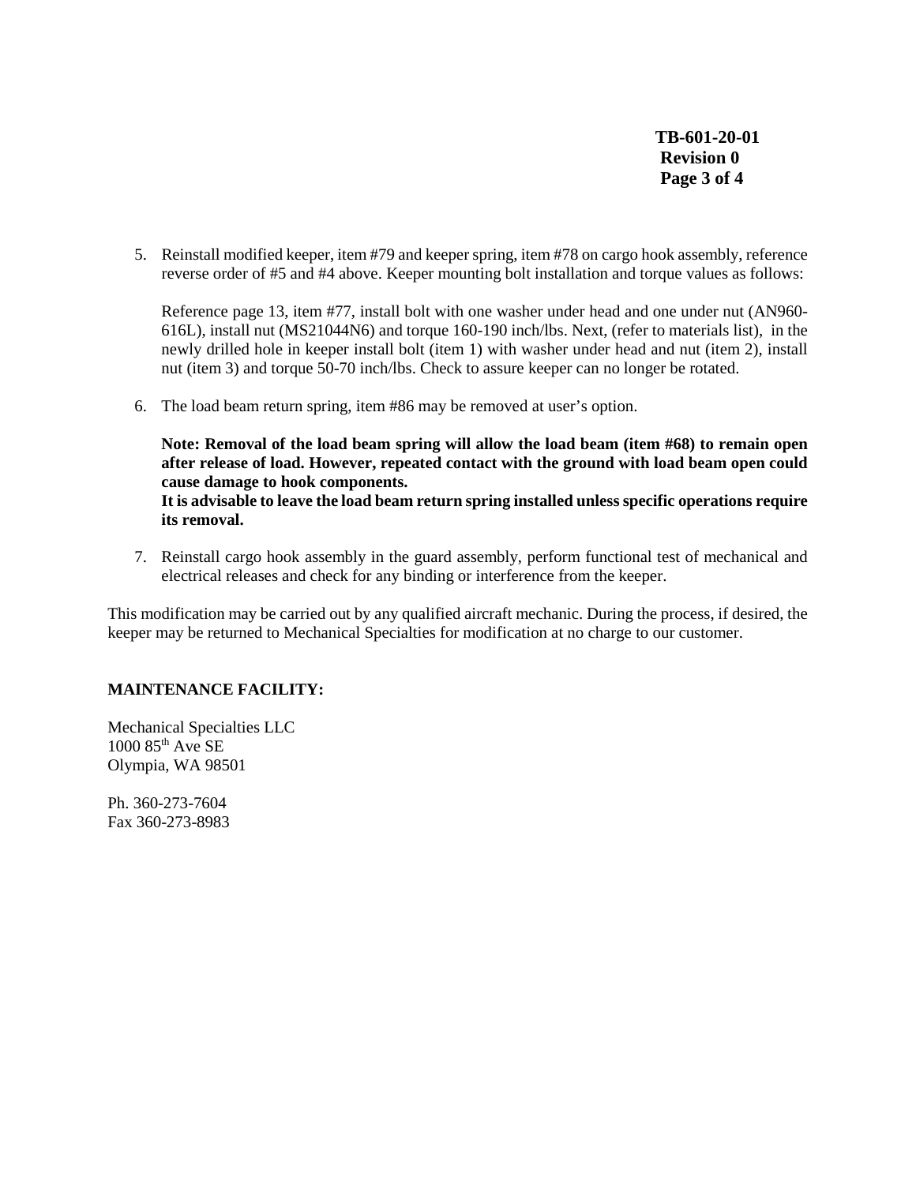5. Reinstall modified keeper, item #79 and keeper spring, item #78 on cargo hook assembly, reference reverse order of #5 and #4 above. Keeper mounting bolt installation and torque values as follows:

   Reference page 13, item #77, install bolt with one washer under head and one under nut (AN960-616L), install nut (MS21044N6) and torque 160-190 inch/lbs. Next, (refer to materials list), in the newly drilled hole in keeper install bolt (item 1) with washer under head and nut (item 2), install nut (item 3) and torque 50-70 inch/lbs. Check to assure keeper can no longer be rotated.

6. The load beam return spring, item #86 may be removed at user's option.

   **Note: Removal of the load beam spring will allow the load beam (item #68) to remain open after release of load. However, repeated contact with the ground with load beam open could cause damage to hook components.**
   **It is advisable to leave the load beam return spring installed unless specific operations require its removal.**

7. Reinstall cargo hook assembly in the guard assembly, perform functional test of mechanical and electrical releases and check for any binding or interference from the keeper.

This modification may be carried out by any qualified aircraft mechanic. During the process, if desired, the keeper may be returned to Mechanical Specialties for modification at no charge to our customer.

**MAINTENANCE FACILITY:**

Mechanical Specialties LLC
1000 85th Ave SE
Olympia, WA 98501

Ph. 360-273-7604
Fax 360-273-8983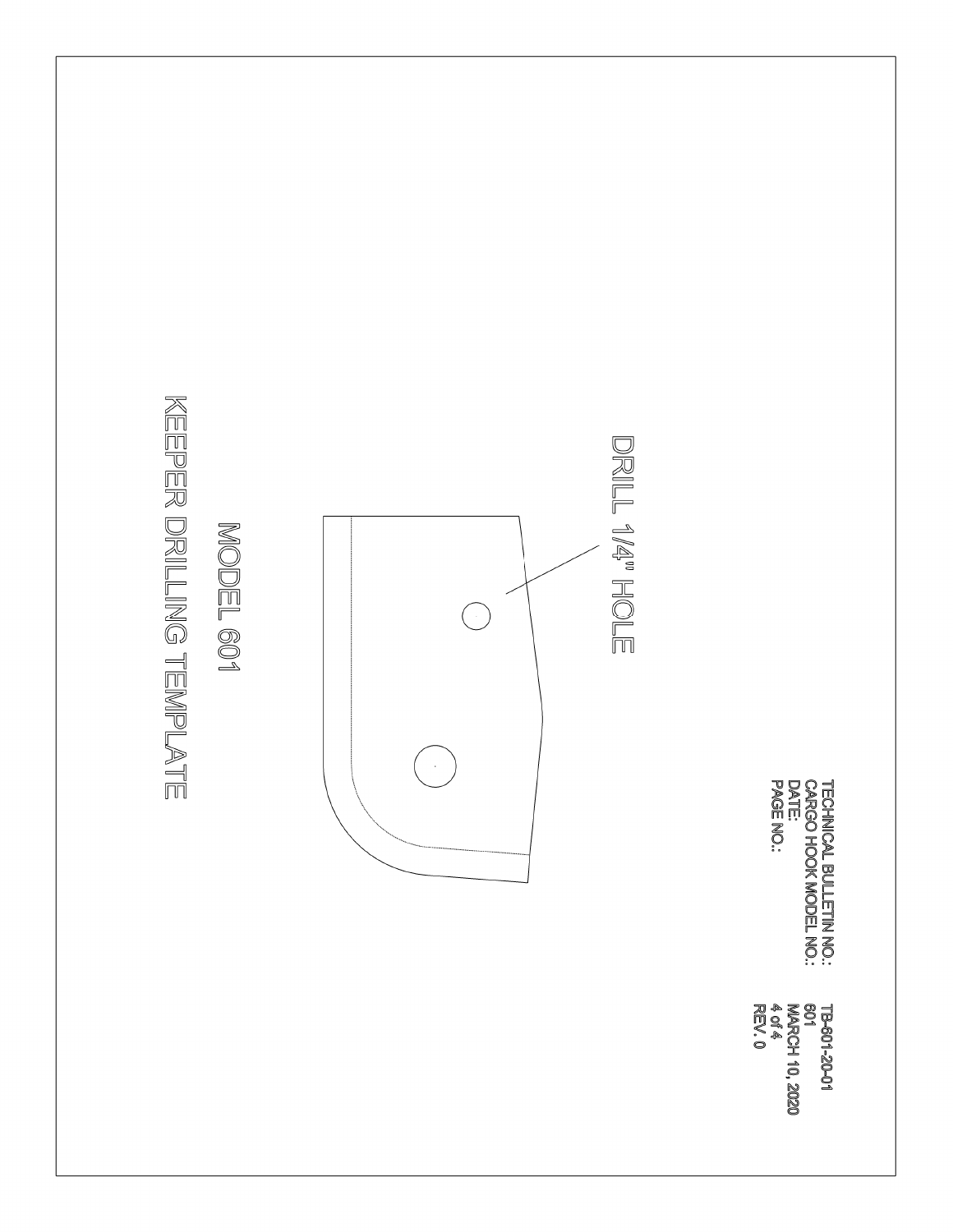# KEEPER DRILLING TEMPLATE

## MODEL 601

DRILL 1/4" HOLE

| | |
|---|---|
| TECHNICAL BULLETIN NO.: | TB-601-20-01 |
| CARGO HOOK MODEL NO.: | 601 |
| DATE: | MARCH 10, 2020 |
| PAGE NO.: | 4 of 4 |
| | REV. 0 |